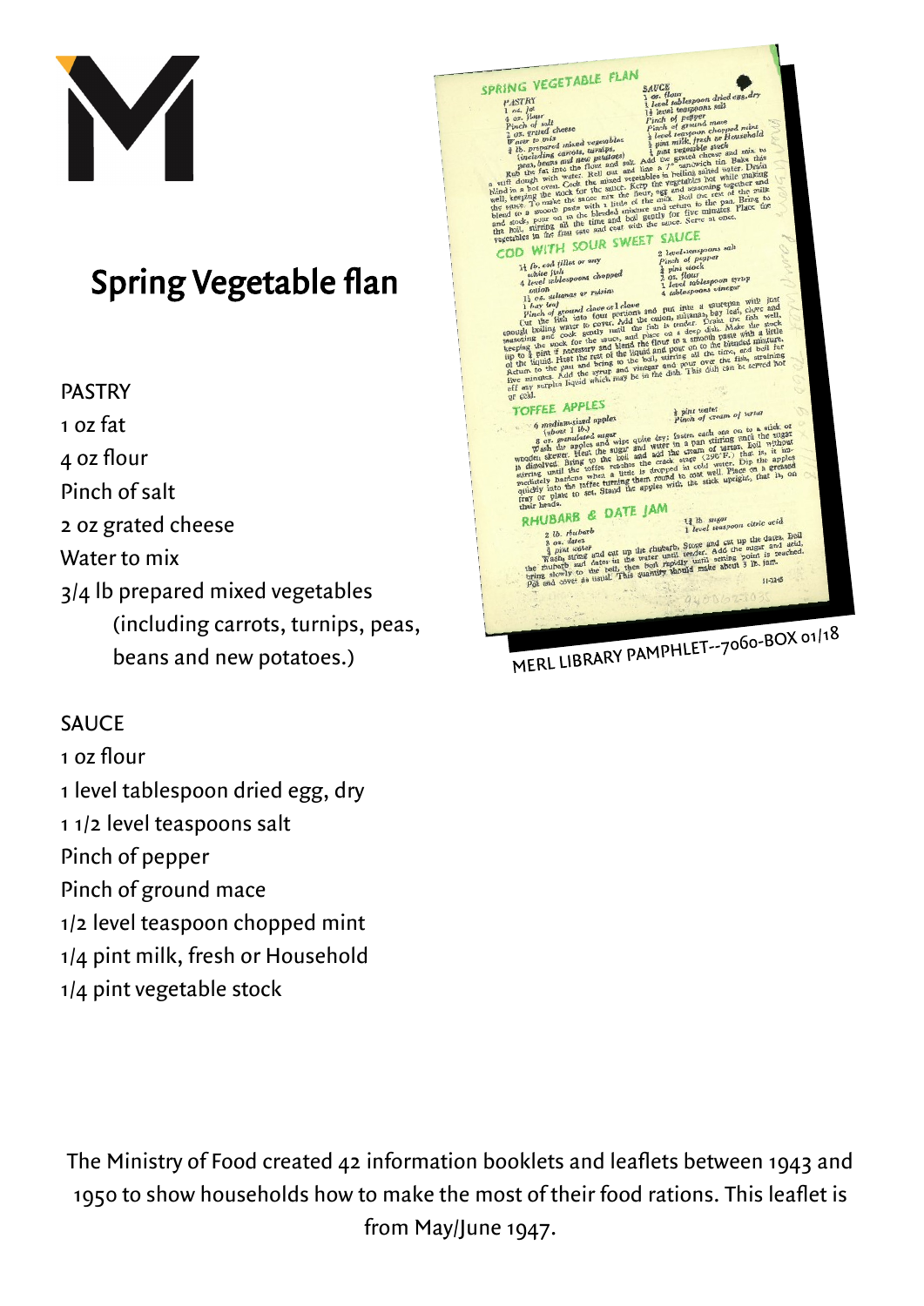# Spring Vegetable flan

PASTRY

1 oz fat
4 oz flour
Pinch of salt
2 oz grated cheese
Water to mix
3/4 lb prepared mixed vegetables
(including carrots, turnips, peas, beans and new potatoes.)

SAUCE

1 oz flour
1 level tablespoon dried egg, dry
1 1/2 level teaspoons salt
Pinch of pepper
Pinch of ground mace
1/2 level teaspoon chopped mint
1/4 pint milk, fresh or Household
1/4 pint vegetable stock

MERL LIBRARY PAMPHLET--7060-BOX 01/18

The Ministry of Food created 42 information booklets and leaflets between 1943 and 1950 to show households how to make the most of their food rations. This leaflet is from May/June 1947.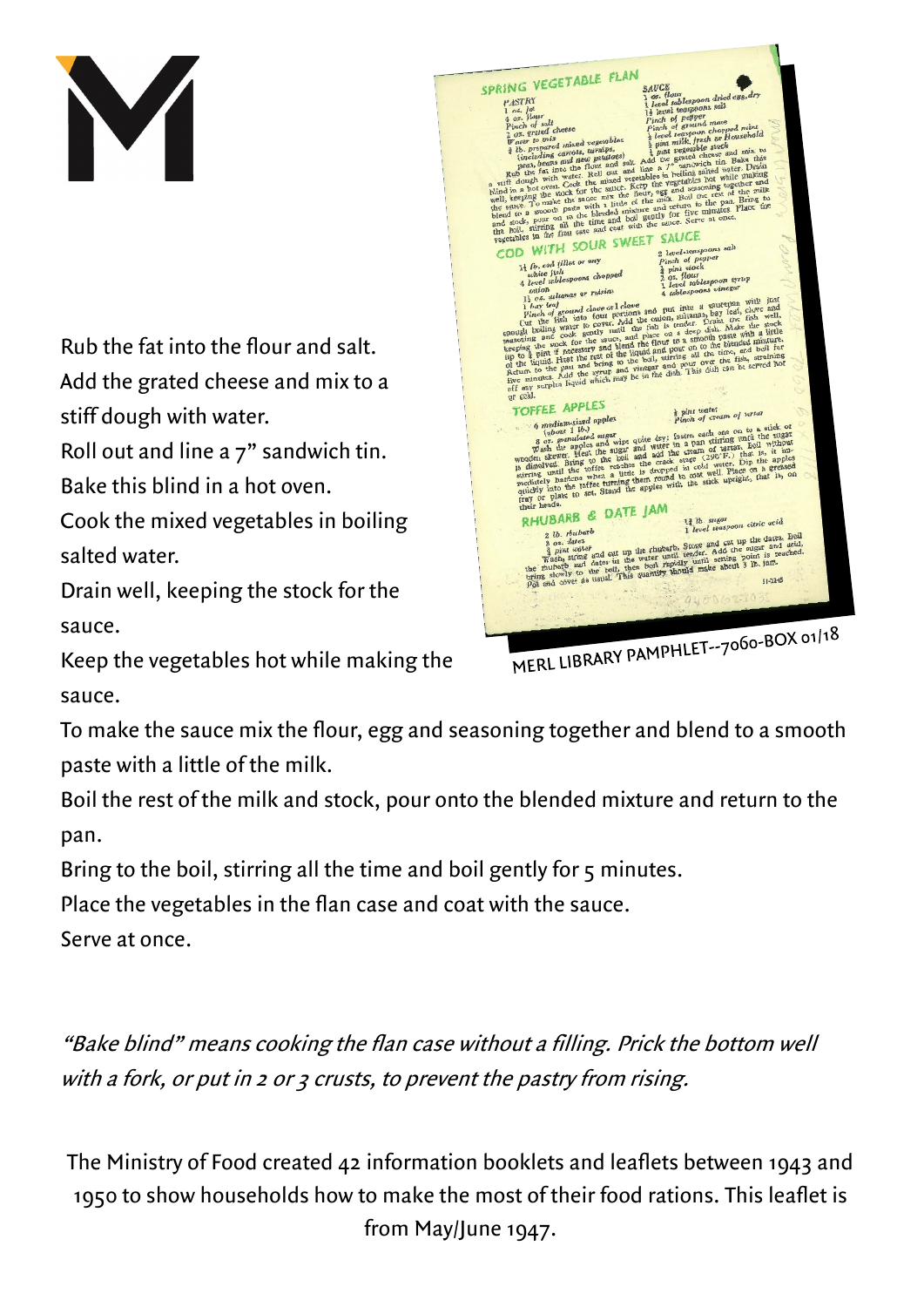Rub the fat into the flour and salt.
Add the grated cheese and mix to a stiff dough with water.
Roll out and line a 7” sandwich tin.
Bake this blind in a hot oven.
Cook the mixed vegetables in boiling salted water.
Drain well, keeping the stock for the sauce.
Keep the vegetables hot while making the sauce.
To make the sauce mix the flour, egg and seasoning together and blend to a smooth paste with a little of the milk.
Boil the rest of the milk and stock, pour onto the blended mixture and return to the pan.
Bring to the boil, stirring all the time and boil gently for 5 minutes.
Place the vegetables in the flan case and coat with the sauce.
Serve at once.

MERL LIBRARY PAMPHLET--7060-BOX 01/18

*“Bake blind” means cooking the flan case without a filling. Prick the bottom well with a fork, or put in 2 or 3 crusts, to prevent the pastry from rising.*

The Ministry of Food created 42 information booklets and leaflets between 1943 and 1950 to show households how to make the most of their food rations. This leaflet is from May/June 1947.